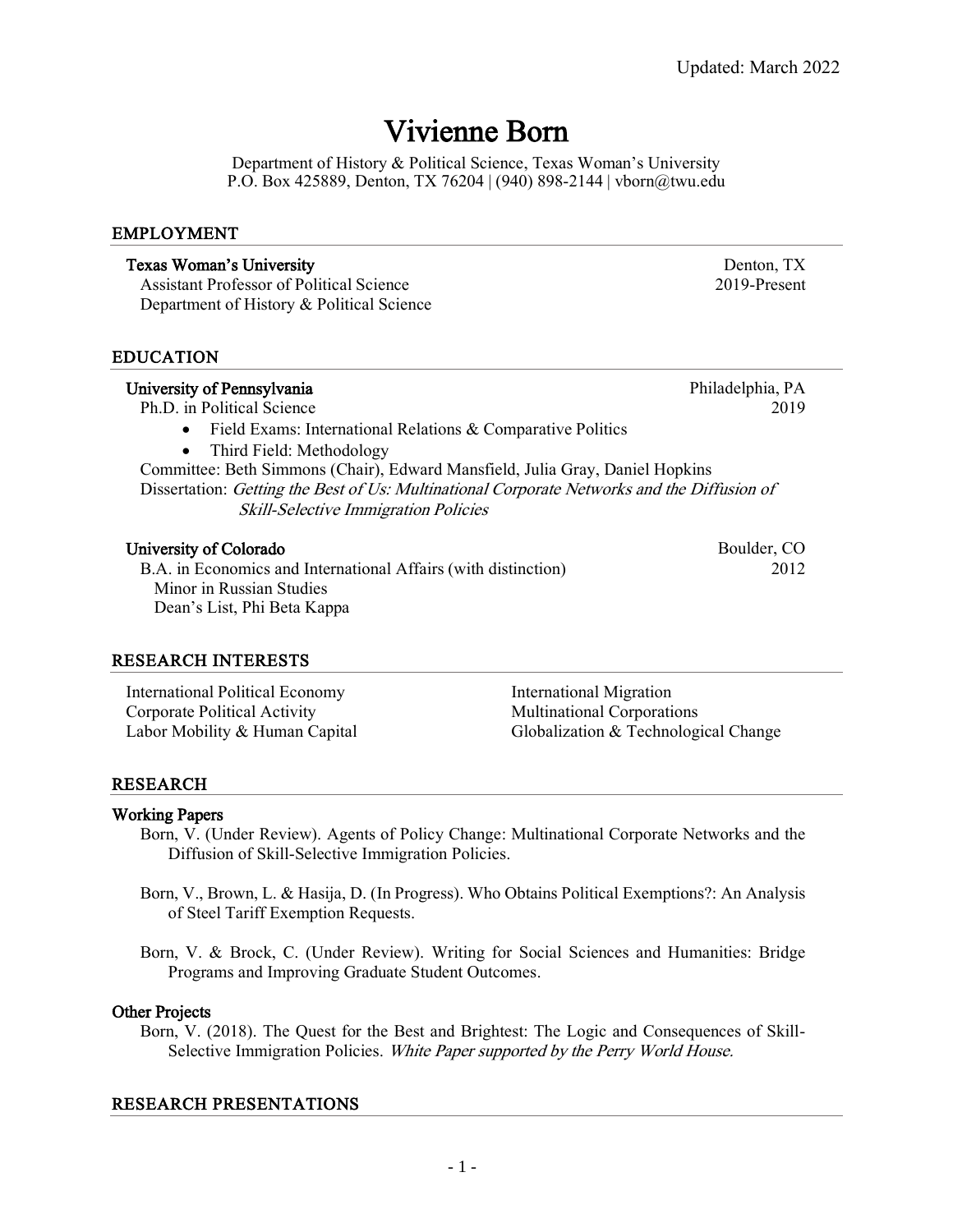Updated: March 2022

# Vivienne Born

Department of History & Political Science, Texas Woman's University
P.O. Box 425889, Denton, TX 76204 | (940) 898-2144 | vborn@twu.edu

## EMPLOYMENT

**Texas Woman's University** — Denton, TX
Assistant Professor of Political Science — 2019-Present
Department of History & Political Science

## EDUCATION

**University of Pennsylvania** — Philadelphia, PA
Ph.D. in Political Science — 2019

- Field Exams: International Relations & Comparative Politics
- Third Field: Methodology

Committee: Beth Simmons (Chair), Edward Mansfield, Julia Gray, Daniel Hopkins
Dissertation: *Getting the Best of Us: Multinational Corporate Networks and the Diffusion of Skill-Selective Immigration Policies*

**University of Colorado** — Boulder, CO
B.A. in Economics and International Affairs (with distinction) — 2012
Minor in Russian Studies
Dean's List, Phi Beta Kappa

## RESEARCH INTERESTS

International Political Economy
Corporate Political Activity
Labor Mobility & Human Capital
International Migration
Multinational Corporations
Globalization & Technological Change

## RESEARCH

### Working Papers

Born, V. (Under Review). Agents of Policy Change: Multinational Corporate Networks and the Diffusion of Skill-Selective Immigration Policies.

Born, V., Brown, L. & Hasija, D. (In Progress). Who Obtains Political Exemptions?: An Analysis of Steel Tariff Exemption Requests.

Born, V. & Brock, C. (Under Review). Writing for Social Sciences and Humanities: Bridge Programs and Improving Graduate Student Outcomes.

### Other Projects

Born, V. (2018). The Quest for the Best and Brightest: The Logic and Consequences of Skill-Selective Immigration Policies. *White Paper supported by the Perry World House.*

## RESEARCH PRESENTATIONS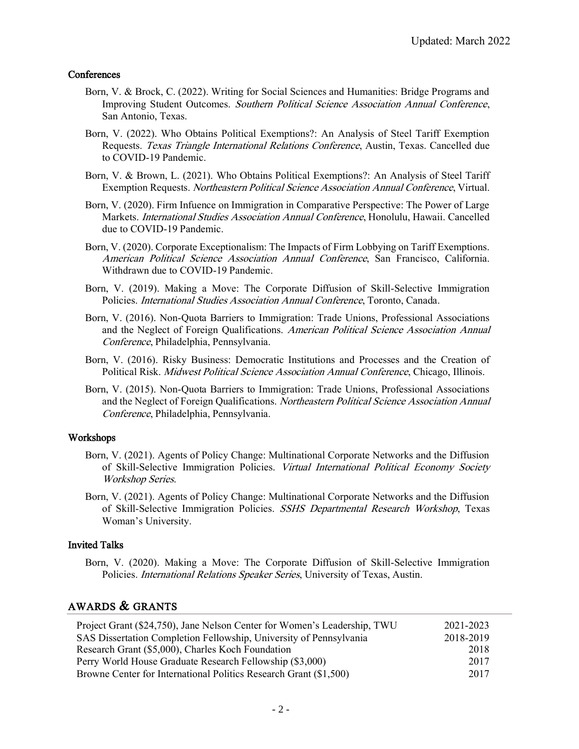### Conferences

Born, V. & Brock, C. (2022). Writing for Social Sciences and Humanities: Bridge Programs and Improving Student Outcomes. *Southern Political Science Association Annual Conference*, San Antonio, Texas.

Born, V. (2022). Who Obtains Political Exemptions?: An Analysis of Steel Tariff Exemption Requests. *Texas Triangle International Relations Conference*, Austin, Texas. Cancelled due to COVID-19 Pandemic.

Born, V. & Brown, L. (2021). Who Obtains Political Exemptions?: An Analysis of Steel Tariff Exemption Requests. *Northeastern Political Science Association Annual Conference*, Virtual.

Born, V. (2020). Firm Infuence on Immigration in Comparative Perspective: The Power of Large Markets. *International Studies Association Annual Conference*, Honolulu, Hawaii. Cancelled due to COVID-19 Pandemic.

Born, V. (2020). Corporate Exceptionalism: The Impacts of Firm Lobbying on Tariff Exemptions. *American Political Science Association Annual Conference*, San Francisco, California. Withdrawn due to COVID-19 Pandemic.

Born, V. (2019). Making a Move: The Corporate Diffusion of Skill-Selective Immigration Policies. *International Studies Association Annual Conference*, Toronto, Canada.

Born, V. (2016). Non-Quota Barriers to Immigration: Trade Unions, Professional Associations and the Neglect of Foreign Qualifications. *American Political Science Association Annual Conference*, Philadelphia, Pennsylvania.

Born, V. (2016). Risky Business: Democratic Institutions and Processes and the Creation of Political Risk. *Midwest Political Science Association Annual Conference*, Chicago, Illinois.

Born, V. (2015). Non-Quota Barriers to Immigration: Trade Unions, Professional Associations and the Neglect of Foreign Qualifications. *Northeastern Political Science Association Annual Conference*, Philadelphia, Pennsylvania.

### Workshops

Born, V. (2021). Agents of Policy Change: Multinational Corporate Networks and the Diffusion of Skill-Selective Immigration Policies. *Virtual International Political Economy Society Workshop Series*.

Born, V. (2021). Agents of Policy Change: Multinational Corporate Networks and the Diffusion of Skill-Selective Immigration Policies. *SSHS Departmental Research Workshop*, Texas Woman's University.

### Invited Talks

Born, V. (2020). Making a Move: The Corporate Diffusion of Skill-Selective Immigration Policies. *International Relations Speaker Series*, University of Texas, Austin.

## AWARDS & GRANTS

| | |
|---|---|
| Project Grant ($24,750), Jane Nelson Center for Women's Leadership, TWU | 2021-2023 |
| SAS Dissertation Completion Fellowship, University of Pennsylvania | 2018-2019 |
| Research Grant ($5,000), Charles Koch Foundation | 2018 |
| Perry World House Graduate Research Fellowship ($3,000) | 2017 |
| Browne Center for International Politics Research Grant ($1,500) | 2017 |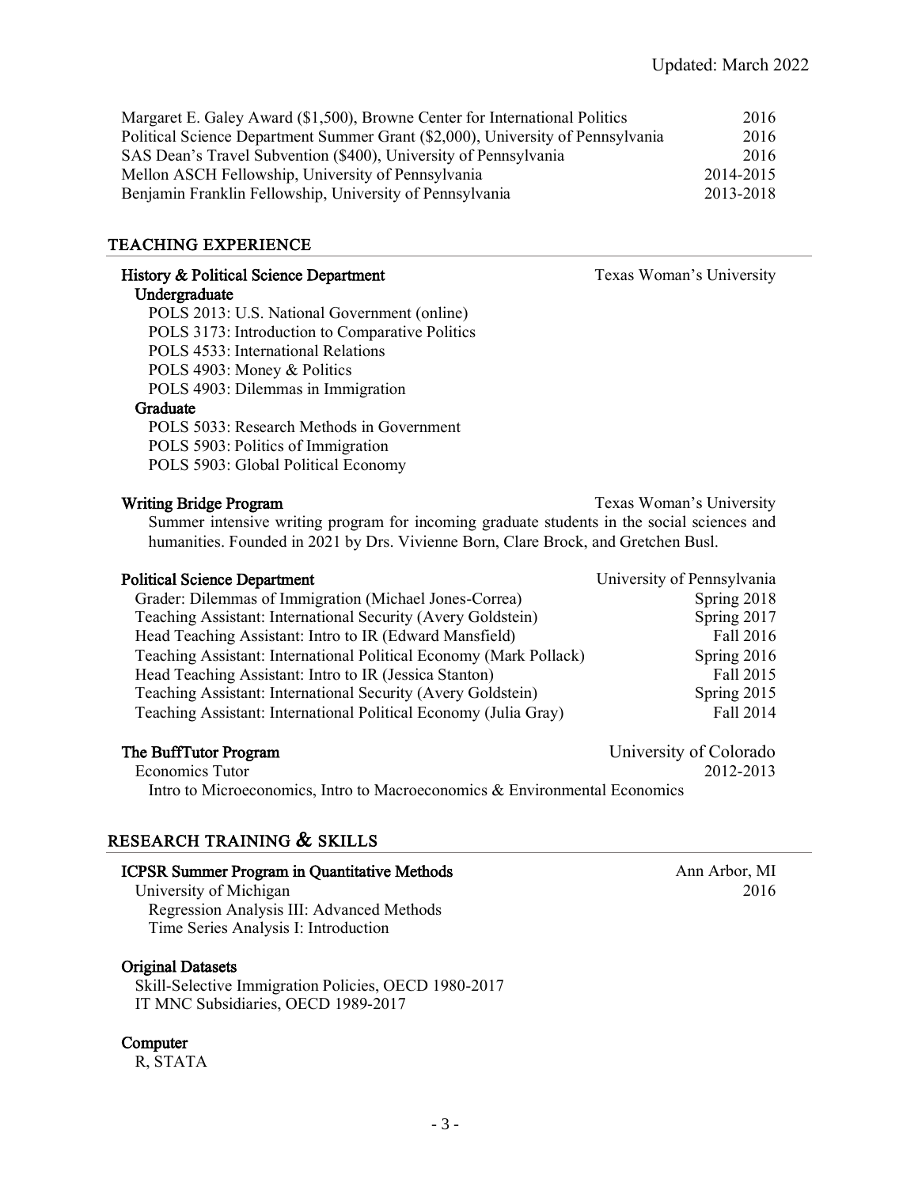Margaret E. Galey Award ($1,500), Browne Center for International Politics — 2016
Political Science Department Summer Grant ($2,000), University of Pennsylvania — 2016
SAS Dean's Travel Subvention ($400), University of Pennsylvania — 2016
Mellon ASCH Fellowship, University of Pennsylvania — 2014-2015
Benjamin Franklin Fellowship, University of Pennsylvania — 2013-2018

## TEACHING EXPERIENCE

**History & Political Science Department** — Texas Woman's University

**Undergraduate**

- POLS 2013: U.S. National Government (online)
- POLS 3173: Introduction to Comparative Politics
- POLS 4533: International Relations
- POLS 4903: Money & Politics
- POLS 4903: Dilemmas in Immigration

**Graduate**

- POLS 5033: Research Methods in Government
- POLS 5903: Politics of Immigration
- POLS 5903: Global Political Economy

**Writing Bridge Program** — Texas Woman's University

Summer intensive writing program for incoming graduate students in the social sciences and humanities. Founded in 2021 by Drs. Vivienne Born, Clare Brock, and Gretchen Busl.

**Political Science Department** — University of Pennsylvania

- Grader: Dilemmas of Immigration (Michael Jones-Correa) — Spring 2018
- Teaching Assistant: International Security (Avery Goldstein) — Spring 2017
- Head Teaching Assistant: Intro to IR (Edward Mansfield) — Fall 2016
- Teaching Assistant: International Political Economy (Mark Pollack) — Spring 2016
- Head Teaching Assistant: Intro to IR (Jessica Stanton) — Fall 2015
- Teaching Assistant: International Security (Avery Goldstein) — Spring 2015
- Teaching Assistant: International Political Economy (Julia Gray) — Fall 2014

**The BuffTutor Program** — University of Colorado

Economics Tutor — 2012-2013

Intro to Microeconomics, Intro to Macroeconomics & Environmental Economics

## RESEARCH TRAINING & SKILLS

**ICPSR Summer Program in Quantitative Methods** — Ann Arbor, MI

University of Michigan — 2016

- Regression Analysis III: Advanced Methods
- Time Series Analysis I: Introduction

**Original Datasets**

- Skill-Selective Immigration Policies, OECD 1980-2017
- IT MNC Subsidiaries, OECD 1989-2017

**Computer**

R, STATA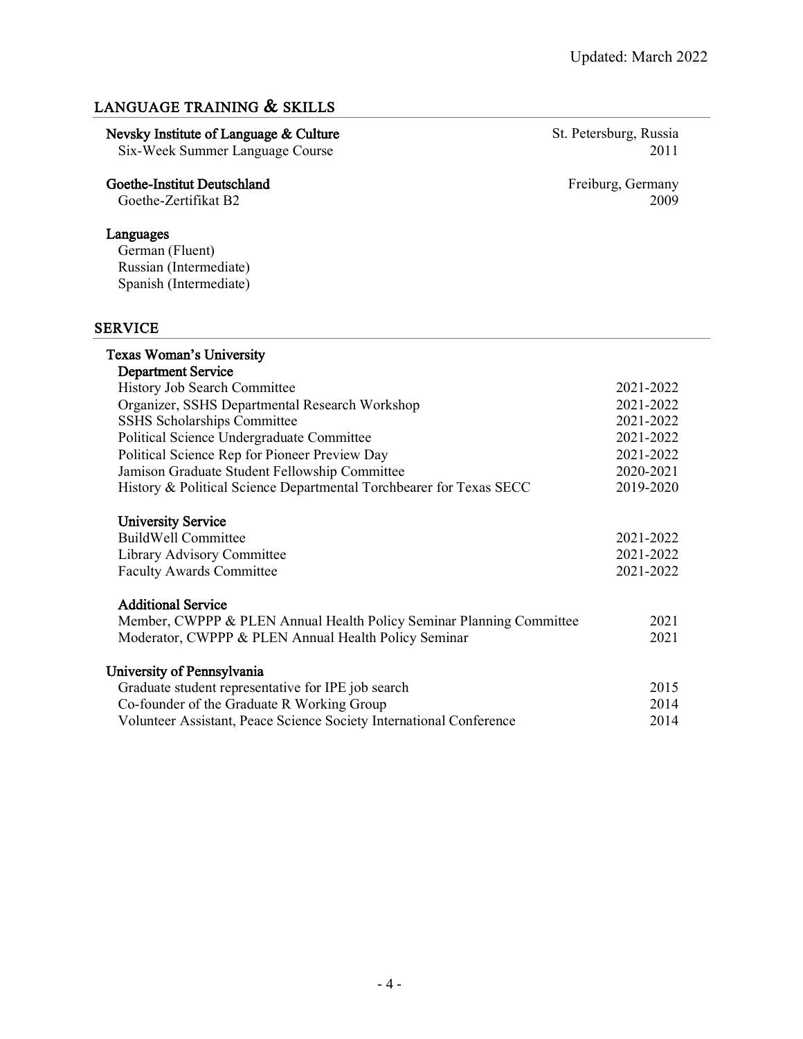Updated: March 2022

## LANGUAGE TRAINING & SKILLS

**Nevsky Institute of Language & Culture** — St. Petersburg, Russia
Six-Week Summer Language Course — 2011

**Goethe-Institut Deutschland** — Freiburg, Germany
Goethe-Zertifikat B2 — 2009

**Languages**
German (Fluent)
Russian (Intermediate)
Spanish (Intermediate)

## SERVICE

### Texas Woman's University

**Department Service**

| | |
|---|---|
| History Job Search Committee | 2021-2022 |
| Organizer, SSHS Departmental Research Workshop | 2021-2022 |
| SSHS Scholarships Committee | 2021-2022 |
| Political Science Undergraduate Committee | 2021-2022 |
| Political Science Rep for Pioneer Preview Day | 2021-2022 |
| Jamison Graduate Student Fellowship Committee | 2020-2021 |
| History & Political Science Departmental Torchbearer for Texas SECC | 2019-2020 |

**University Service**

| | |
|---|---|
| BuildWell Committee | 2021-2022 |
| Library Advisory Committee | 2021-2022 |
| Faculty Awards Committee | 2021-2022 |

**Additional Service**

| | |
|---|---|
| Member, CWPPP & PLEN Annual Health Policy Seminar Planning Committee | 2021 |
| Moderator, CWPPP & PLEN Annual Health Policy Seminar | 2021 |

### University of Pennsylvania

| | |
|---|---|
| Graduate student representative for IPE job search | 2015 |
| Co-founder of the Graduate R Working Group | 2014 |
| Volunteer Assistant, Peace Science Society International Conference | 2014 |